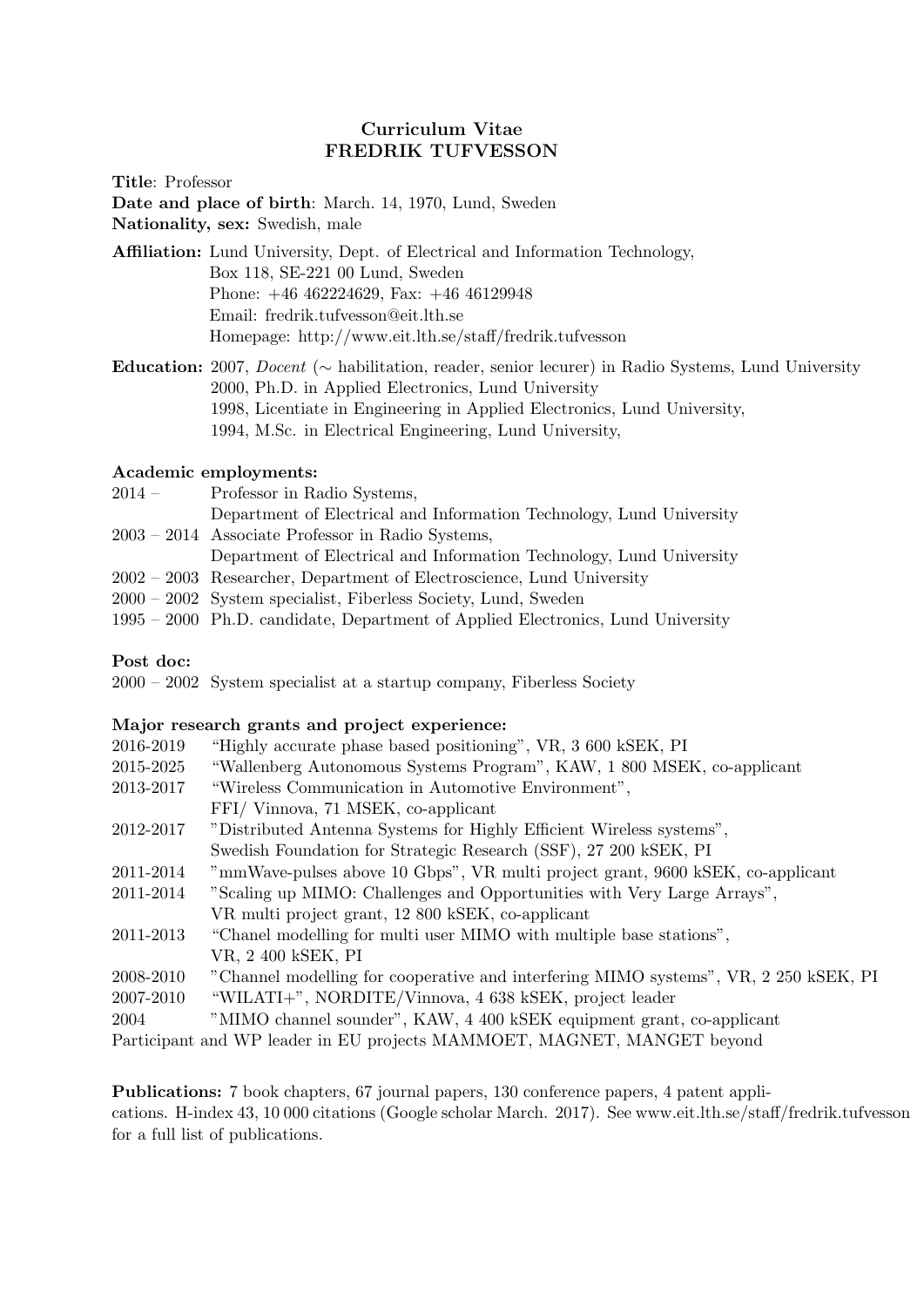# Curriculum Vitae
# FREDRIK TUFVESSON

**Title**: Professor
**Date and place of birth**: March. 14, 1970, Lund, Sweden
**Nationality, sex:** Swedish, male

**Affiliation:** Lund University, Dept. of Electrical and Information Technology,
Box 118, SE-221 00 Lund, Sweden
Phone: +46 462224629, Fax: +46 46129948
Email: fredrik.tufvesson@eit.lth.se
Homepage: http://www.eit.lth.se/staff/fredrik.tufvesson

**Education:** 2007, *Docent* (∼ habilitation, reader, senior lecurer) in Radio Systems, Lund University
2000, Ph.D. in Applied Electronics, Lund University
1998, Licentiate in Engineering in Applied Electronics, Lund University,
1994, M.Sc. in Electrical Engineering, Lund University,

**Academic employments:**

| | |
|---|---|
| 2014 – | Professor in Radio Systems, Department of Electrical and Information Technology, Lund University |
| 2003 – 2014 | Associate Professor in Radio Systems, Department of Electrical and Information Technology, Lund University |
| 2002 – 2003 | Researcher, Department of Electroscience, Lund University |
| 2000 – 2002 | System specialist, Fiberless Society, Lund, Sweden |
| 1995 – 2000 | Ph.D. candidate, Department of Applied Electronics, Lund University |

**Post doc:**

2000 – 2002 System specialist at a startup company, Fiberless Society

**Major research grants and project experience:**

| | |
|---|---|
| 2016-2019 | "Highly accurate phase based positioning", VR, 3 600 kSEK, PI |
| 2015-2025 | "Wallenberg Autonomous Systems Program", KAW, 1 800 MSEK, co-applicant |
| 2013-2017 | "Wireless Communication in Automotive Environment", FFI/ Vinnova, 71 MSEK, co-applicant |
| 2012-2017 | "Distributed Antenna Systems for Highly Efficient Wireless systems", Swedish Foundation for Strategic Research (SSF), 27 200 kSEK, PI |
| 2011-2014 | "mmWave-pulses above 10 Gbps", VR multi project grant, 9600 kSEK, co-applicant |
| 2011-2014 | "Scaling up MIMO: Challenges and Opportunities with Very Large Arrays", VR multi project grant, 12 800 kSEK, co-applicant |
| 2011-2013 | "Chanel modelling for multi user MIMO with multiple base stations", VR, 2 400 kSEK, PI |
| 2008-2010 | "Channel modelling for cooperative and interfering MIMO systems", VR, 2 250 kSEK, PI |
| 2007-2010 | "WILATI+", NORDITE/Vinnova, 4 638 kSEK, project leader |
| 2004 | "MIMO channel sounder", KAW, 4 400 kSEK equipment grant, co-applicant |

Participant and WP leader in EU projects MAMMOET, MAGNET, MANGET beyond

**Publications:** 7 book chapters, 67 journal papers, 130 conference papers, 4 patent applications. H-index 43, 10 000 citations (Google scholar March. 2017). See www.eit.lth.se/staff/fredrik.tufvesson for a full list of publications.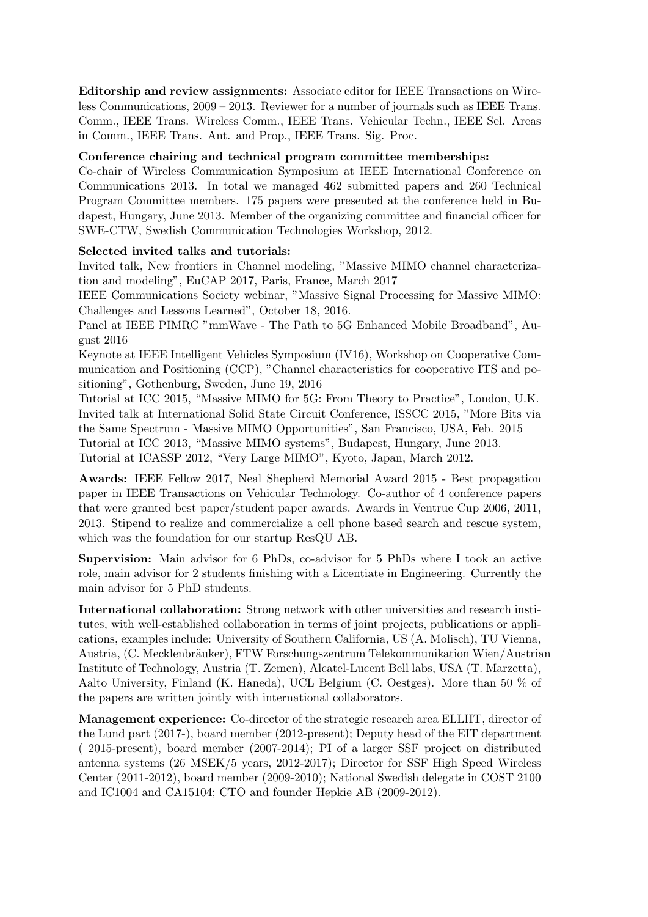**Editorship and review assignments:** Associate editor for IEEE Transactions on Wireless Communications, 2009 – 2013. Reviewer for a number of journals such as IEEE Trans. Comm., IEEE Trans. Wireless Comm., IEEE Trans. Vehicular Techn., IEEE Sel. Areas in Comm., IEEE Trans. Ant. and Prop., IEEE Trans. Sig. Proc.

**Conference chairing and technical program committee memberships:**
Co-chair of Wireless Communication Symposium at IEEE International Conference on Communications 2013. In total we managed 462 submitted papers and 260 Technical Program Committee members. 175 papers were presented at the conference held in Budapest, Hungary, June 2013. Member of the organizing committee and financial officer for SWE-CTW, Swedish Communication Technologies Workshop, 2012.

**Selected invited talks and tutorials:**
Invited talk, New frontiers in Channel modeling, "Massive MIMO channel characterization and modeling", EuCAP 2017, Paris, France, March 2017
IEEE Communications Society webinar, "Massive Signal Processing for Massive MIMO: Challenges and Lessons Learned", October 18, 2016.
Panel at IEEE PIMRC "mmWave - The Path to 5G Enhanced Mobile Broadband", August 2016
Keynote at IEEE Intelligent Vehicles Symposium (IV16), Workshop on Cooperative Communication and Positioning (CCP), "Channel characteristics for cooperative ITS and positioning", Gothenburg, Sweden, June 19, 2016
Tutorial at ICC 2015, "Massive MIMO for 5G: From Theory to Practice", London, U.K.
Invited talk at International Solid State Circuit Conference, ISSCC 2015, "More Bits via the Same Spectrum - Massive MIMO Opportunities", San Francisco, USA, Feb. 2015
Tutorial at ICC 2013, "Massive MIMO systems", Budapest, Hungary, June 2013.
Tutorial at ICASSP 2012, "Very Large MIMO", Kyoto, Japan, March 2012.

**Awards:** IEEE Fellow 2017, Neal Shepherd Memorial Award 2015 - Best propagation paper in IEEE Transactions on Vehicular Technology. Co-author of 4 conference papers that were granted best paper/student paper awards. Awards in Ventrue Cup 2006, 2011, 2013. Stipend to realize and commercialize a cell phone based search and rescue system, which was the foundation for our startup ResQU AB.

**Supervision:** Main advisor for 6 PhDs, co-advisor for 5 PhDs where I took an active role, main advisor for 2 students finishing with a Licentiate in Engineering. Currently the main advisor for 5 PhD students.

**International collaboration:** Strong network with other universities and research institutes, with well-established collaboration in terms of joint projects, publications or applications, examples include: University of Southern California, US (A. Molisch), TU Vienna, Austria, (C. Mecklenbräuker), FTW Forschungszentrum Telekommunikation Wien/Austrian Institute of Technology, Austria (T. Zemen), Alcatel-Lucent Bell labs, USA (T. Marzetta), Aalto University, Finland (K. Haneda), UCL Belgium (C. Oestges). More than 50 % of the papers are written jointly with international collaborators.

**Management experience:** Co-director of the strategic research area ELLIIT, director of the Lund part (2017-), board member (2012-present); Deputy head of the EIT department ( 2015-present), board member (2007-2014); PI of a larger SSF project on distributed antenna systems (26 MSEK/5 years, 2012-2017); Director for SSF High Speed Wireless Center (2011-2012), board member (2009-2010); National Swedish delegate in COST 2100 and IC1004 and CA15104; CTO and founder Hepkie AB (2009-2012).